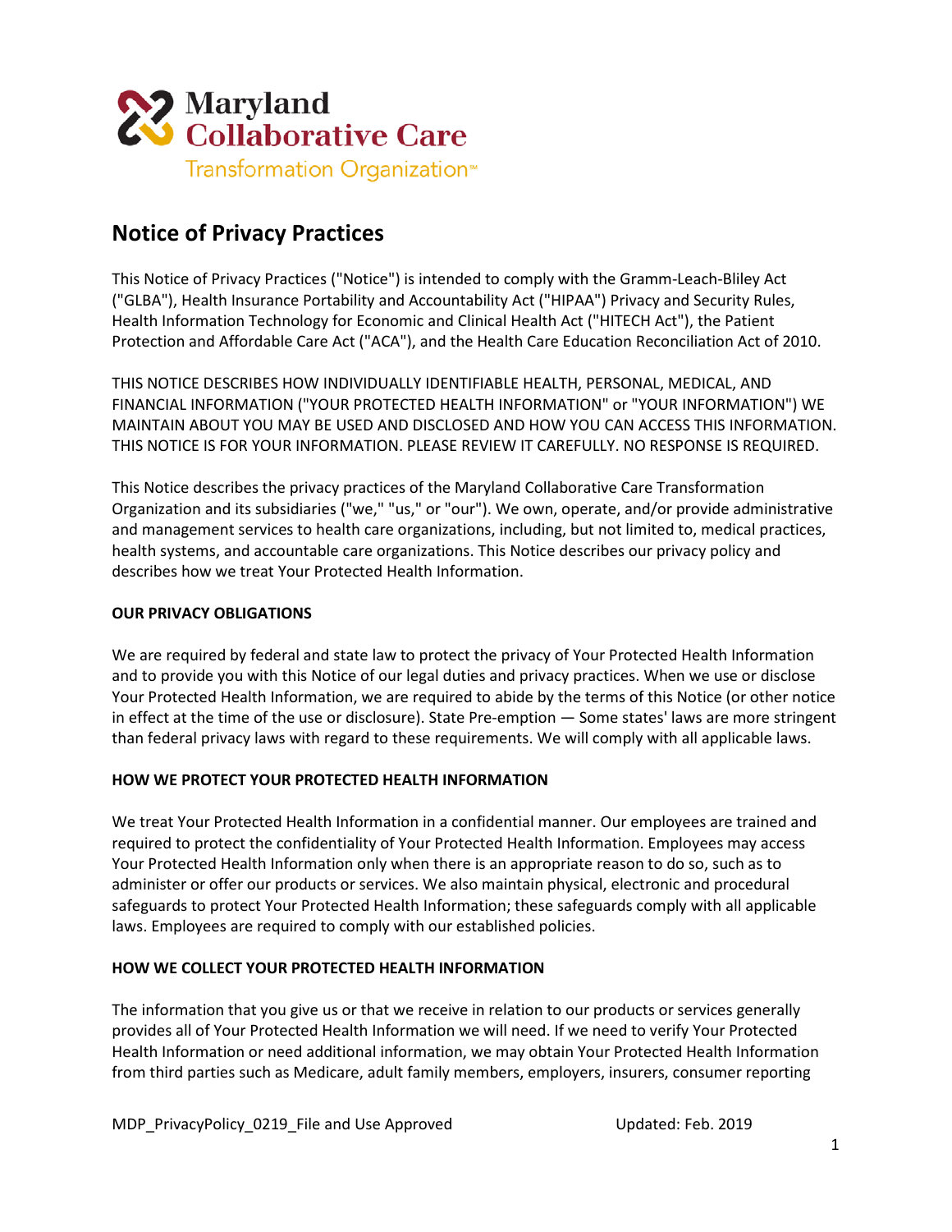Maryland Collaborative Care Transformation Organization℠

# Notice of Privacy Practices

This Notice of Privacy Practices ("Notice") is intended to comply with the Gramm-Leach-Bliley Act ("GLBA"), Health Insurance Portability and Accountability Act ("HIPAA") Privacy and Security Rules, Health Information Technology for Economic and Clinical Health Act ("HITECH Act"), the Patient Protection and Affordable Care Act ("ACA"), and the Health Care Education Reconciliation Act of 2010.

THIS NOTICE DESCRIBES HOW INDIVIDUALLY IDENTIFIABLE HEALTH, PERSONAL, MEDICAL, AND FINANCIAL INFORMATION ("YOUR PROTECTED HEALTH INFORMATION" or "YOUR INFORMATION") WE MAINTAIN ABOUT YOU MAY BE USED AND DISCLOSED AND HOW YOU CAN ACCESS THIS INFORMATION. THIS NOTICE IS FOR YOUR INFORMATION. PLEASE REVIEW IT CAREFULLY. NO RESPONSE IS REQUIRED.

This Notice describes the privacy practices of the Maryland Collaborative Care Transformation Organization and its subsidiaries ("we," "us," or "our"). We own, operate, and/or provide administrative and management services to health care organizations, including, but not limited to, medical practices, health systems, and accountable care organizations. This Notice describes our privacy policy and describes how we treat Your Protected Health Information.

**OUR PRIVACY OBLIGATIONS**

We are required by federal and state law to protect the privacy of Your Protected Health Information and to provide you with this Notice of our legal duties and privacy practices. When we use or disclose Your Protected Health Information, we are required to abide by the terms of this Notice (or other notice in effect at the time of the use or disclosure). State Pre-emption — Some states' laws are more stringent than federal privacy laws with regard to these requirements. We will comply with all applicable laws.

**HOW WE PROTECT YOUR PROTECTED HEALTH INFORMATION**

We treat Your Protected Health Information in a confidential manner. Our employees are trained and required to protect the confidentiality of Your Protected Health Information. Employees may access Your Protected Health Information only when there is an appropriate reason to do so, such as to administer or offer our products or services. We also maintain physical, electronic and procedural safeguards to protect Your Protected Health Information; these safeguards comply with all applicable laws. Employees are required to comply with our established policies.

**HOW WE COLLECT YOUR PROTECTED HEALTH INFORMATION**

The information that you give us or that we receive in relation to our products or services generally provides all of Your Protected Health Information we will need. If we need to verify Your Protected Health Information or need additional information, we may obtain Your Protected Health Information from third parties such as Medicare, adult family members, employers, insurers, consumer reporting

MDP_PrivacyPolicy_0219_File and Use Approved Updated: Feb. 2019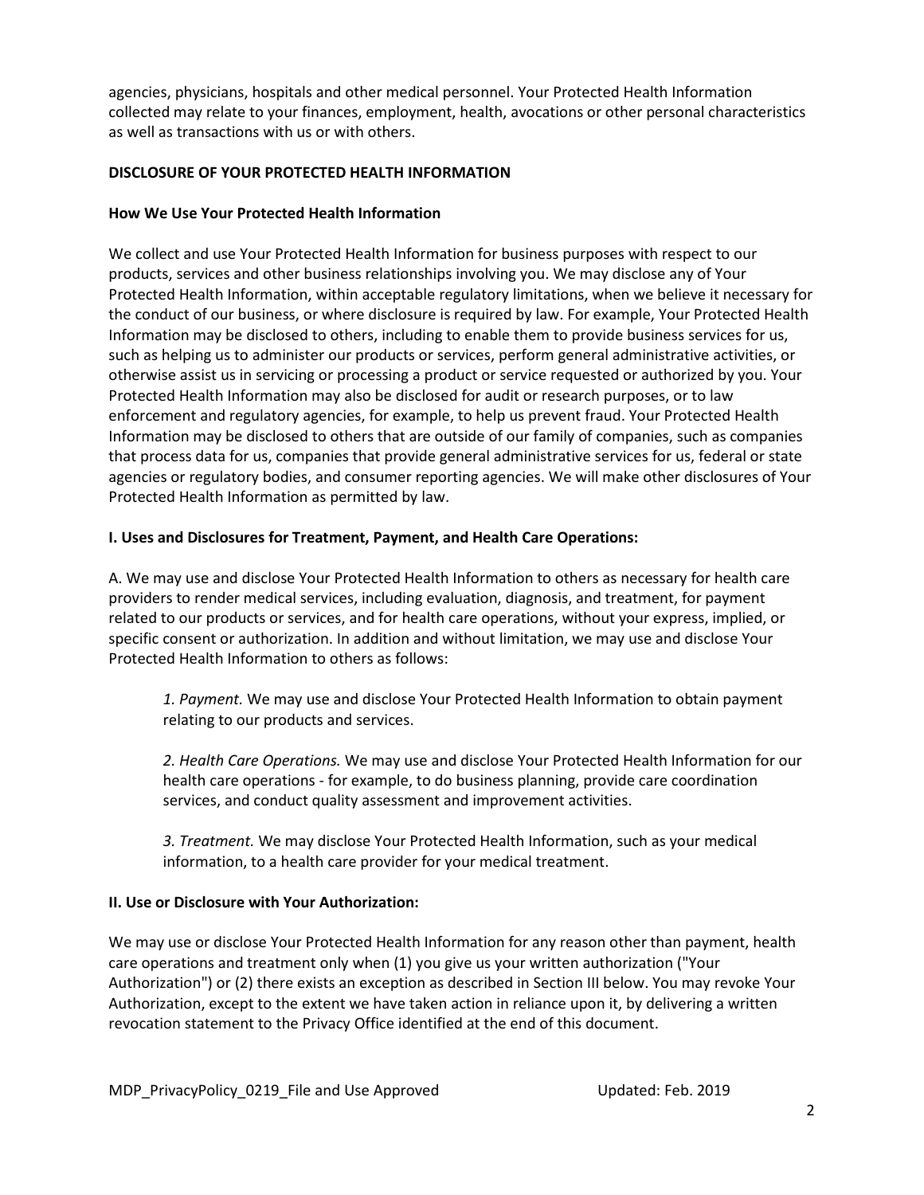agencies, physicians, hospitals and other medical personnel. Your Protected Health Information collected may relate to your finances, employment, health, avocations or other personal characteristics as well as transactions with us or with others.

**DISCLOSURE OF YOUR PROTECTED HEALTH INFORMATION**

**How We Use Your Protected Health Information**

We collect and use Your Protected Health Information for business purposes with respect to our products, services and other business relationships involving you. We may disclose any of Your Protected Health Information, within acceptable regulatory limitations, when we believe it necessary for the conduct of our business, or where disclosure is required by law. For example, Your Protected Health Information may be disclosed to others, including to enable them to provide business services for us, such as helping us to administer our products or services, perform general administrative activities, or otherwise assist us in servicing or processing a product or service requested or authorized by you. Your Protected Health Information may also be disclosed for audit or research purposes, or to law enforcement and regulatory agencies, for example, to help us prevent fraud. Your Protected Health Information may be disclosed to others that are outside of our family of companies, such as companies that process data for us, companies that provide general administrative services for us, federal or state agencies or regulatory bodies, and consumer reporting agencies. We will make other disclosures of Your Protected Health Information as permitted by law.

**I. Uses and Disclosures for Treatment, Payment, and Health Care Operations:**

A. We may use and disclose Your Protected Health Information to others as necessary for health care providers to render medical services, including evaluation, diagnosis, and treatment, for payment related to our products or services, and for health care operations, without your express, implied, or specific consent or authorization. In addition and without limitation, we may use and disclose Your Protected Health Information to others as follows:

> *1. Payment.* We may use and disclose Your Protected Health Information to obtain payment relating to our products and services.
>
> *2. Health Care Operations.* We may use and disclose Your Protected Health Information for our health care operations - for example, to do business planning, provide care coordination services, and conduct quality assessment and improvement activities.
>
> *3. Treatment.* We may disclose Your Protected Health Information, such as your medical information, to a health care provider for your medical treatment.

**II. Use or Disclosure with Your Authorization:**

We may use or disclose Your Protected Health Information for any reason other than payment, health care operations and treatment only when (1) you give us your written authorization ("Your Authorization") or (2) there exists an exception as described in Section III below. You may revoke Your Authorization, except to the extent we have taken action in reliance upon it, by delivering a written revocation statement to the Privacy Office identified at the end of this document.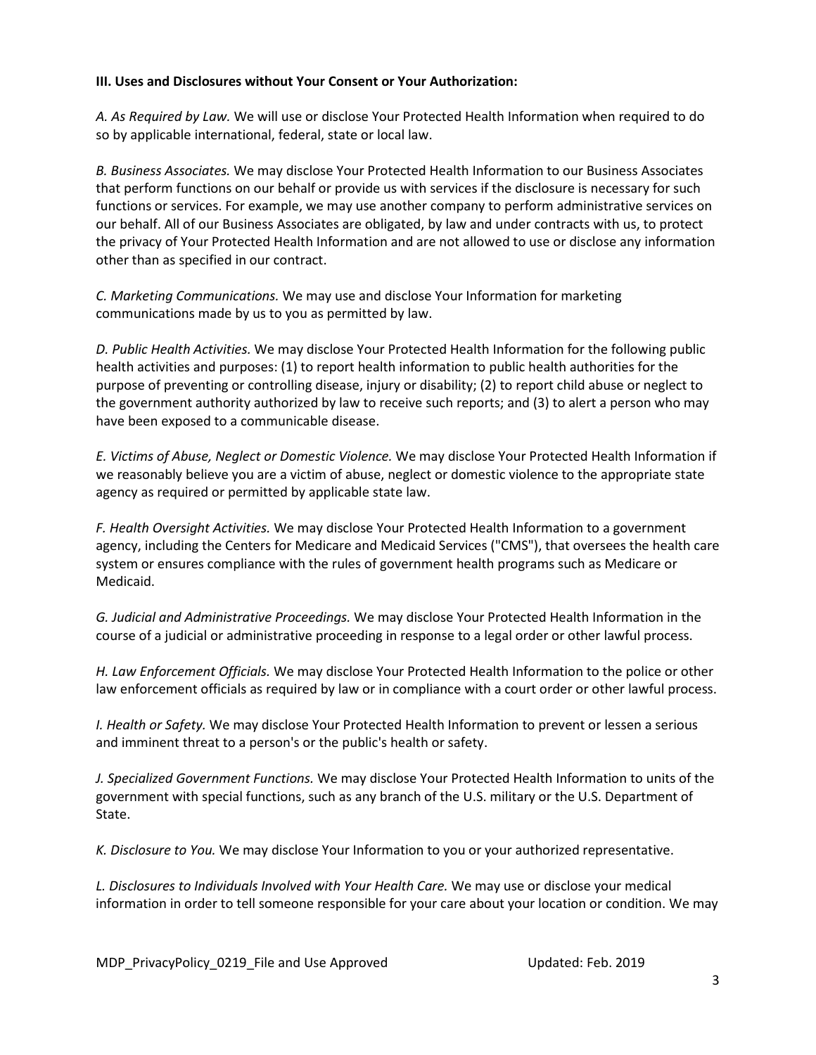**III. Uses and Disclosures without Your Consent or Your Authorization:**

*A. As Required by Law.* We will use or disclose Your Protected Health Information when required to do so by applicable international, federal, state or local law.

*B. Business Associates.* We may disclose Your Protected Health Information to our Business Associates that perform functions on our behalf or provide us with services if the disclosure is necessary for such functions or services. For example, we may use another company to perform administrative services on our behalf. All of our Business Associates are obligated, by law and under contracts with us, to protect the privacy of Your Protected Health Information and are not allowed to use or disclose any information other than as specified in our contract.

*C. Marketing Communications.* We may use and disclose Your Information for marketing communications made by us to you as permitted by law.

*D. Public Health Activities.* We may disclose Your Protected Health Information for the following public health activities and purposes: (1) to report health information to public health authorities for the purpose of preventing or controlling disease, injury or disability; (2) to report child abuse or neglect to the government authority authorized by law to receive such reports; and (3) to alert a person who may have been exposed to a communicable disease.

*E. Victims of Abuse, Neglect or Domestic Violence.* We may disclose Your Protected Health Information if we reasonably believe you are a victim of abuse, neglect or domestic violence to the appropriate state agency as required or permitted by applicable state law.

*F. Health Oversight Activities.* We may disclose Your Protected Health Information to a government agency, including the Centers for Medicare and Medicaid Services ("CMS"), that oversees the health care system or ensures compliance with the rules of government health programs such as Medicare or Medicaid.

*G. Judicial and Administrative Proceedings.* We may disclose Your Protected Health Information in the course of a judicial or administrative proceeding in response to a legal order or other lawful process.

*H. Law Enforcement Officials.* We may disclose Your Protected Health Information to the police or other law enforcement officials as required by law or in compliance with a court order or other lawful process.

*I. Health or Safety.* We may disclose Your Protected Health Information to prevent or lessen a serious and imminent threat to a person's or the public's health or safety.

*J. Specialized Government Functions.* We may disclose Your Protected Health Information to units of the government with special functions, such as any branch of the U.S. military or the U.S. Department of State.

*K. Disclosure to You.* We may disclose Your Information to you or your authorized representative.

*L. Disclosures to Individuals Involved with Your Health Care.* We may use or disclose your medical information in order to tell someone responsible for your care about your location or condition. We may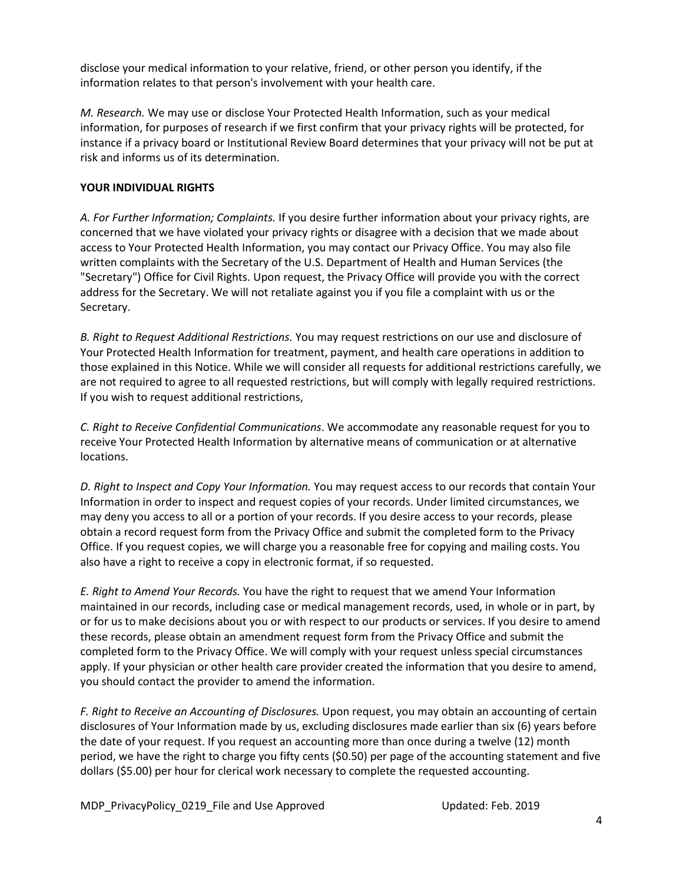disclose your medical information to your relative, friend, or other person you identify, if the information relates to that person's involvement with your health care.

*M. Research.* We may use or disclose Your Protected Health Information, such as your medical information, for purposes of research if we first confirm that your privacy rights will be protected, for instance if a privacy board or Institutional Review Board determines that your privacy will not be put at risk and informs us of its determination.

**YOUR INDIVIDUAL RIGHTS**

*A. For Further Information; Complaints.* If you desire further information about your privacy rights, are concerned that we have violated your privacy rights or disagree with a decision that we made about access to Your Protected Health Information, you may contact our Privacy Office. You may also file written complaints with the Secretary of the U.S. Department of Health and Human Services (the "Secretary") Office for Civil Rights. Upon request, the Privacy Office will provide you with the correct address for the Secretary. We will not retaliate against you if you file a complaint with us or the Secretary.

*B. Right to Request Additional Restrictions.* You may request restrictions on our use and disclosure of Your Protected Health Information for treatment, payment, and health care operations in addition to those explained in this Notice. While we will consider all requests for additional restrictions carefully, we are not required to agree to all requested restrictions, but will comply with legally required restrictions. If you wish to request additional restrictions,

*C. Right to Receive Confidential Communications*. We accommodate any reasonable request for you to receive Your Protected Health Information by alternative means of communication or at alternative locations.

*D. Right to Inspect and Copy Your Information.* You may request access to our records that contain Your Information in order to inspect and request copies of your records. Under limited circumstances, we may deny you access to all or a portion of your records. If you desire access to your records, please obtain a record request form from the Privacy Office and submit the completed form to the Privacy Office. If you request copies, we will charge you a reasonable free for copying and mailing costs. You also have a right to receive a copy in electronic format, if so requested.

*E. Right to Amend Your Records.* You have the right to request that we amend Your Information maintained in our records, including case or medical management records, used, in whole or in part, by or for us to make decisions about you or with respect to our products or services. If you desire to amend these records, please obtain an amendment request form from the Privacy Office and submit the completed form to the Privacy Office. We will comply with your request unless special circumstances apply. If your physician or other health care provider created the information that you desire to amend, you should contact the provider to amend the information.

*F. Right to Receive an Accounting of Disclosures.* Upon request, you may obtain an accounting of certain disclosures of Your Information made by us, excluding disclosures made earlier than six (6) years before the date of your request. If you request an accounting more than once during a twelve (12) month period, we have the right to charge you fifty cents ($0.50) per page of the accounting statement and five dollars ($5.00) per hour for clerical work necessary to complete the requested accounting.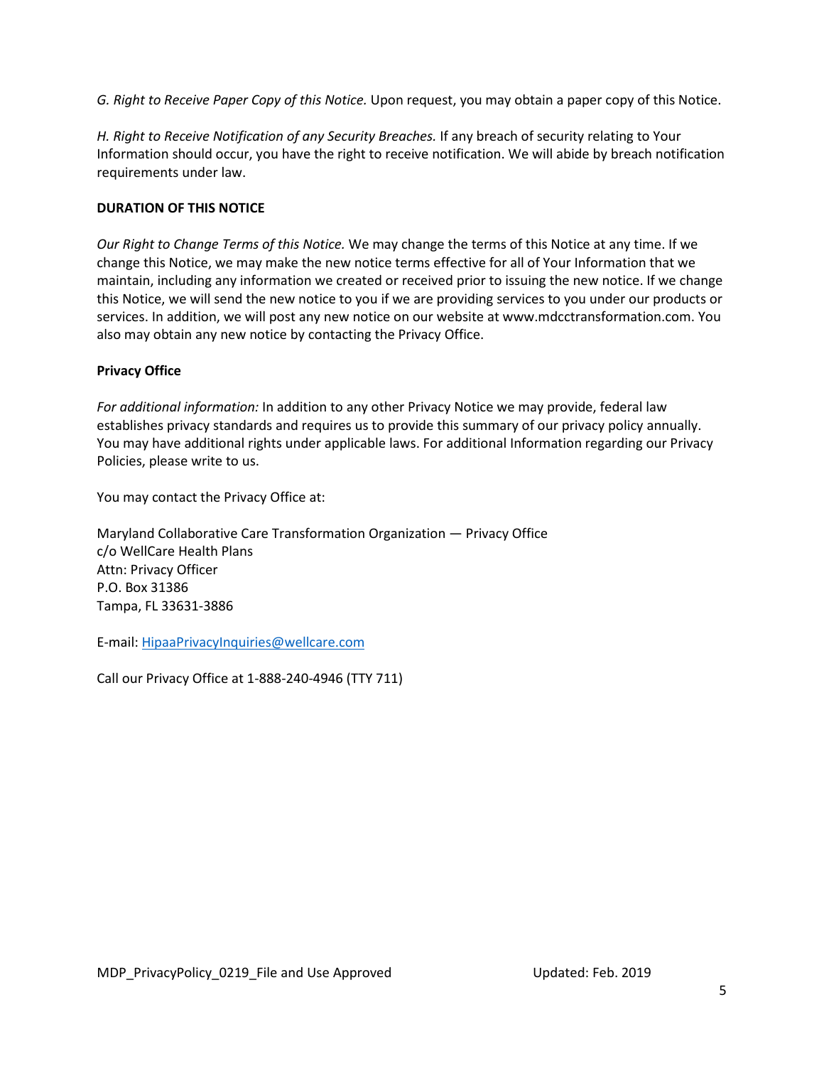*G. Right to Receive Paper Copy of this Notice.* Upon request, you may obtain a paper copy of this Notice.

*H. Right to Receive Notification of any Security Breaches.* If any breach of security relating to Your Information should occur, you have the right to receive notification. We will abide by breach notification requirements under law.

**DURATION OF THIS NOTICE**

*Our Right to Change Terms of this Notice.* We may change the terms of this Notice at any time. If we change this Notice, we may make the new notice terms effective for all of Your Information that we maintain, including any information we created or received prior to issuing the new notice. If we change this Notice, we will send the new notice to you if we are providing services to you under our products or services. In addition, we will post any new notice on our website at www.mdcctransformation.com. You also may obtain any new notice by contacting the Privacy Office.

**Privacy Office**

*For additional information:* In addition to any other Privacy Notice we may provide, federal law establishes privacy standards and requires us to provide this summary of our privacy policy annually. You may have additional rights under applicable laws. For additional Information regarding our Privacy Policies, please write to us.

You may contact the Privacy Office at:

Maryland Collaborative Care Transformation Organization — Privacy Office
c/o WellCare Health Plans
Attn: Privacy Officer
P.O. Box 31386
Tampa, FL 33631-3886

E-mail: HipaaPrivacyInquiries@wellcare.com

Call our Privacy Office at 1-888-240-4946 (TTY 711)

MDP_PrivacyPolicy_0219_File and Use Approved Updated: Feb. 2019